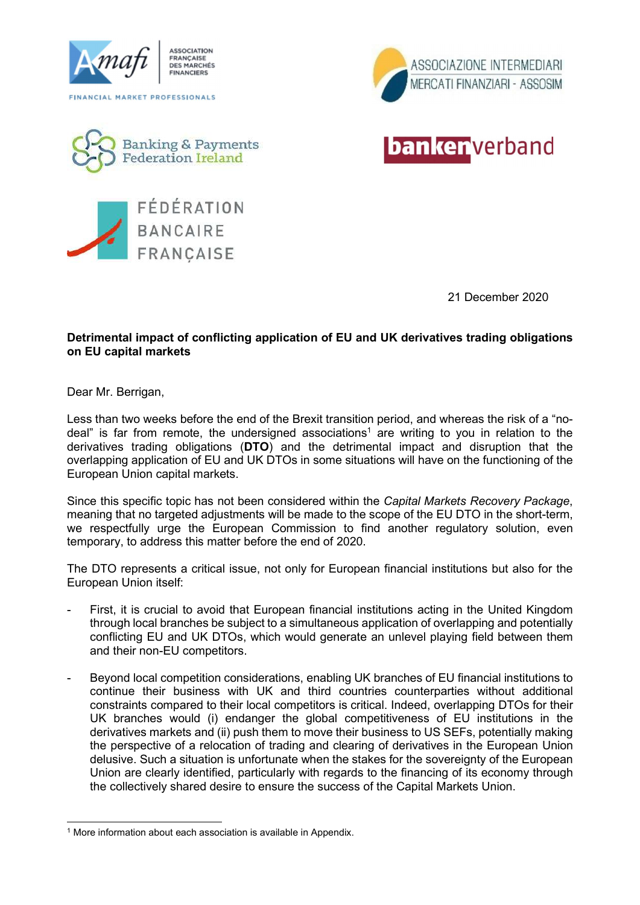ASSOCIATION FRANÇAISE DES MARCHÉS FINANCIERS

FINANCIAL MARKET PROFESSIONALS

ASSOCIAZIONE INTERMEDIARI MERCATI FINANZIARI - ASSOSIM

Banking & Payments Federation Ireland

bankenverband

FÉDÉRATION BANCAIRE FRANÇAISE

21 December 2020

**Detrimental impact of conflicting application of EU and UK derivatives trading obligations on EU capital markets**

Dear Mr. Berrigan,

Less than two weeks before the end of the Brexit transition period, and whereas the risk of a "no-deal" is far from remote, the undersigned associations[1] are writing to you in relation to the derivatives trading obligations (**DTO**) and the detrimental impact and disruption that the overlapping application of EU and UK DTOs in some situations will have on the functioning of the European Union capital markets.

Since this specific topic has not been considered within the *Capital Markets Recovery Package*, meaning that no targeted adjustments will be made to the scope of the EU DTO in the short-term, we respectfully urge the European Commission to find another regulatory solution, even temporary, to address this matter before the end of 2020.

The DTO represents a critical issue, not only for European financial institutions but also for the European Union itself:

- First, it is crucial to avoid that European financial institutions acting in the United Kingdom through local branches be subject to a simultaneous application of overlapping and potentially conflicting EU and UK DTOs, which would generate an unlevel playing field between them and their non-EU competitors.
- Beyond local competition considerations, enabling UK branches of EU financial institutions to continue their business with UK and third countries counterparties without additional constraints compared to their local competitors is critical. Indeed, overlapping DTOs for their UK branches would (i) endanger the global competitiveness of EU institutions in the derivatives markets and (ii) push them to move their business to US SEFs, potentially making the perspective of a relocation of trading and clearing of derivatives in the European Union delusive. Such a situation is unfortunate when the stakes for the sovereignty of the European Union are clearly identified, particularly with regards to the financing of its economy through the collectively shared desire to ensure the success of the Capital Markets Union.

[1] More information about each association is available in Appendix.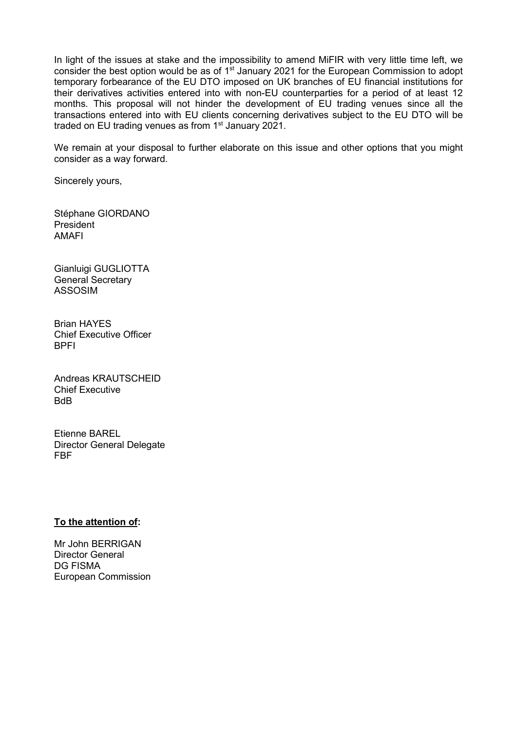In light of the issues at stake and the impossibility to amend MiFIR with very little time left, we consider the best option would be as of 1st January 2021 for the European Commission to adopt temporary forbearance of the EU DTO imposed on UK branches of EU financial institutions for their derivatives activities entered into with non-EU counterparties for a period of at least 12 months. This proposal will not hinder the development of EU trading venues since all the transactions entered into with EU clients concerning derivatives subject to the EU DTO will be traded on EU trading venues as from 1st January 2021.

We remain at your disposal to further elaborate on this issue and other options that you might consider as a way forward.

Sincerely yours,

Stéphane GIORDANO
President
AMAFI

Gianluigi GUGLIOTTA
General Secretary
ASSOSIM

Brian HAYES
Chief Executive Officer
BPFI

Andreas KRAUTSCHEID
Chief Executive
BdB

Etienne BAREL
Director General Delegate
FBF

**To the attention of:**

Mr John BERRIGAN
Director General
DG FISMA
European Commission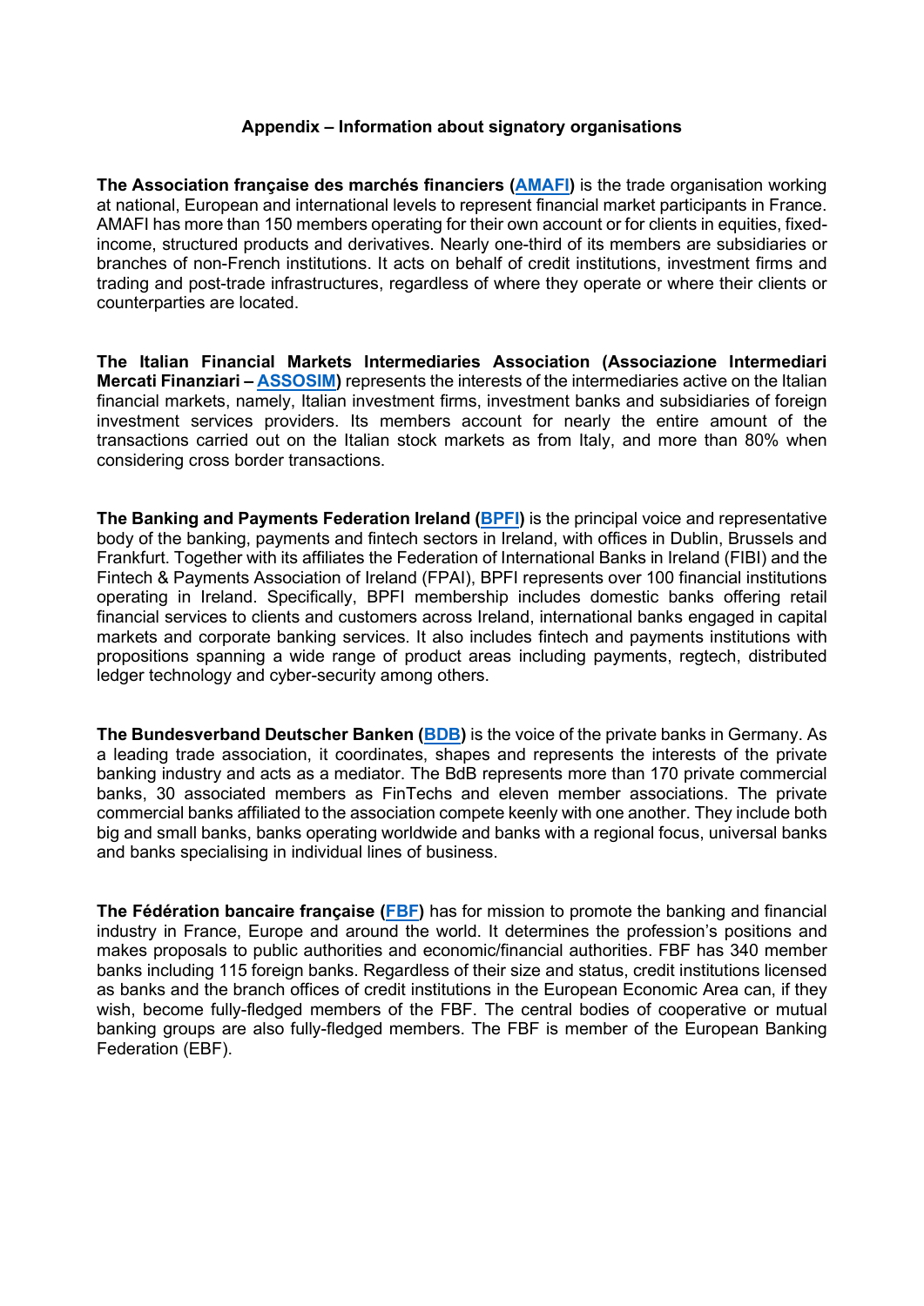## Appendix – Information about signatory organisations

**The Association française des marchés financiers (AMAFI)** is the trade organisation working at national, European and international levels to represent financial market participants in France. AMAFI has more than 150 members operating for their own account or for clients in equities, fixed-income, structured products and derivatives. Nearly one-third of its members are subsidiaries or branches of non-French institutions. It acts on behalf of credit institutions, investment firms and trading and post-trade infrastructures, regardless of where they operate or where their clients or counterparties are located.

**The Italian Financial Markets Intermediaries Association (Associazione Intermediari Mercati Finanziari – ASSOSIM)** represents the interests of the intermediaries active on the Italian financial markets, namely, Italian investment firms, investment banks and subsidiaries of foreign investment services providers. Its members account for nearly the entire amount of the transactions carried out on the Italian stock markets as from Italy, and more than 80% when considering cross border transactions.

**The Banking and Payments Federation Ireland (BPFI)** is the principal voice and representative body of the banking, payments and fintech sectors in Ireland, with offices in Dublin, Brussels and Frankfurt. Together with its affiliates the Federation of International Banks in Ireland (FIBI) and the Fintech & Payments Association of Ireland (FPAI), BPFI represents over 100 financial institutions operating in Ireland. Specifically, BPFI membership includes domestic banks offering retail financial services to clients and customers across Ireland, international banks engaged in capital markets and corporate banking services. It also includes fintech and payments institutions with propositions spanning a wide range of product areas including payments, regtech, distributed ledger technology and cyber-security among others.

**The Bundesverband Deutscher Banken (BDB)** is the voice of the private banks in Germany. As a leading trade association, it coordinates, shapes and represents the interests of the private banking industry and acts as a mediator. The BdB represents more than 170 private commercial banks, 30 associated members as FinTechs and eleven member associations. The private commercial banks affiliated to the association compete keenly with one another. They include both big and small banks, banks operating worldwide and banks with a regional focus, universal banks and banks specialising in individual lines of business.

**The Fédération bancaire française (FBF)** has for mission to promote the banking and financial industry in France, Europe and around the world. It determines the profession's positions and makes proposals to public authorities and economic/financial authorities. FBF has 340 member banks including 115 foreign banks. Regardless of their size and status, credit institutions licensed as banks and the branch offices of credit institutions in the European Economic Area can, if they wish, become fully-fledged members of the FBF. The central bodies of cooperative or mutual banking groups are also fully-fledged members. The FBF is member of the European Banking Federation (EBF).